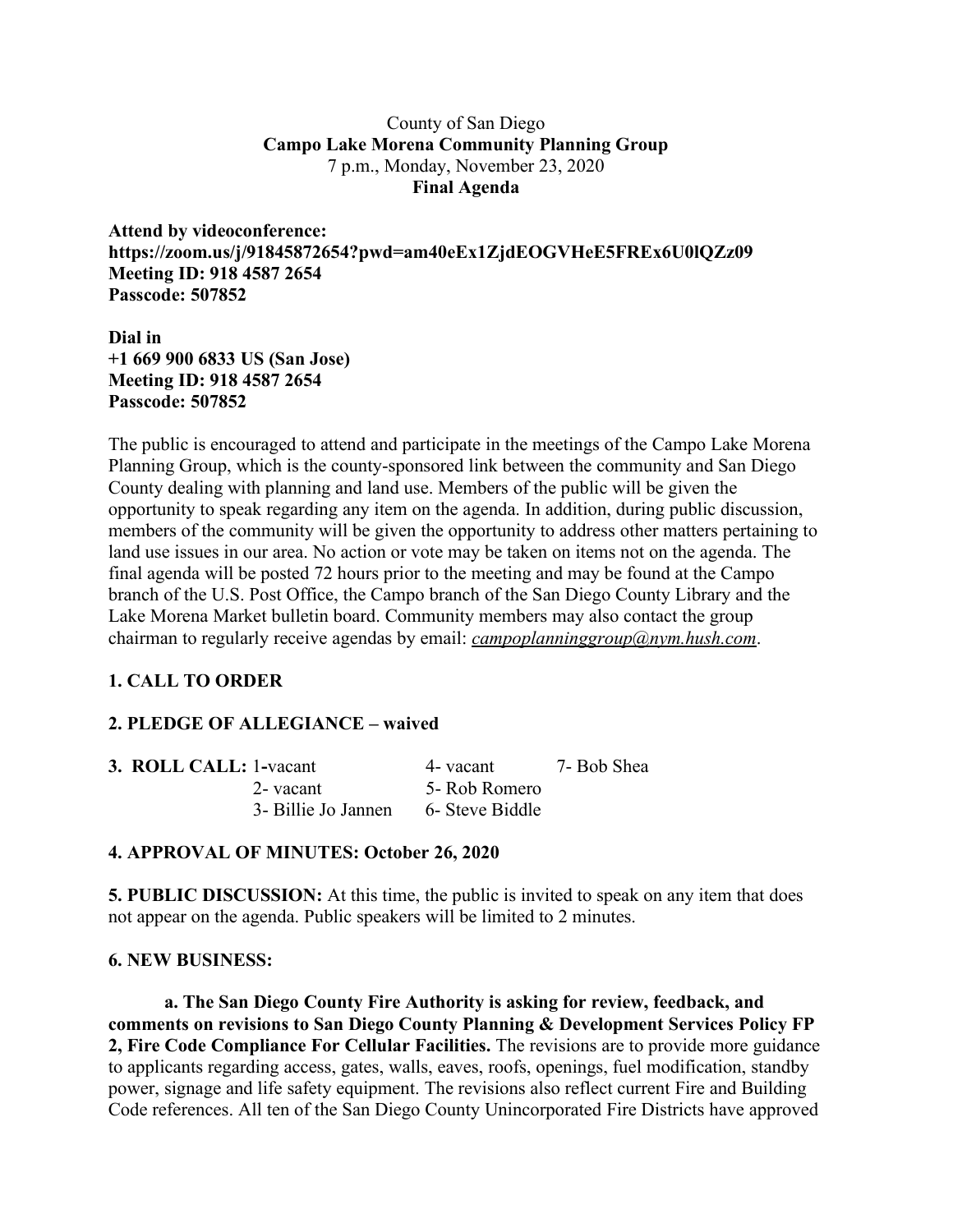County of San Diego

**Campo Lake Morena Community Planning Group**

7 p.m., Monday, November 23, 2020

**Final Agenda**

**Attend by videoconference:**
**https://zoom.us/j/91845872654?pwd=am40eEx1ZjdEOGVHeE5FREx6U0lQZz09**
**Meeting ID: 918 4587 2654**
**Passcode: 507852**

**Dial in**
**+1 669 900 6833 US (San Jose)**
**Meeting ID: 918 4587 2654**
**Passcode: 507852**

The public is encouraged to attend and participate in the meetings of the Campo Lake Morena Planning Group, which is the county-sponsored link between the community and San Diego County dealing with planning and land use. Members of the public will be given the opportunity to speak regarding any item on the agenda. In addition, during public discussion, members of the community will be given the opportunity to address other matters pertaining to land use issues in our area. No action or vote may be taken on items not on the agenda. The final agenda will be posted 72 hours prior to the meeting and may be found at the Campo branch of the U.S. Post Office, the Campo branch of the San Diego County Library and the Lake Morena Market bulletin board. Community members may also contact the group chairman to regularly receive agendas by email: *campoplanninggroup@nym.hush.com*.

**1. CALL TO ORDER**

**2. PLEDGE OF ALLEGIANCE – waived**

**3. ROLL CALL:**

| | | |
|---|---|---|
| 1-vacant | 4- vacant | 7- Bob Shea |
| 2- vacant | 5- Rob Romero | |
| 3- Billie Jo Jannen | 6- Steve Biddle | |

**4. APPROVAL OF MINUTES: October 26, 2020**

**5. PUBLIC DISCUSSION:** At this time, the public is invited to speak on any item that does not appear on the agenda. Public speakers will be limited to 2 minutes.

**6. NEW BUSINESS:**

**a. The San Diego County Fire Authority is asking for review, feedback, and comments on revisions to San Diego County Planning & Development Services Policy FP 2, Fire Code Compliance For Cellular Facilities.** The revisions are to provide more guidance to applicants regarding access, gates, walls, eaves, roofs, openings, fuel modification, standby power, signage and life safety equipment. The revisions also reflect current Fire and Building Code references. All ten of the San Diego County Unincorporated Fire Districts have approved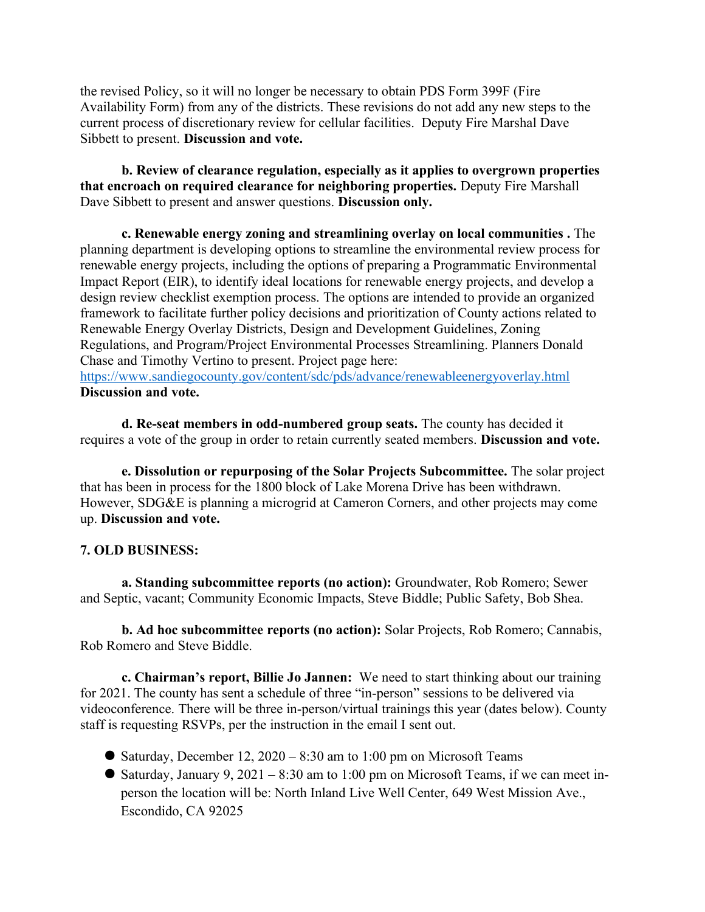the revised Policy, so it will no longer be necessary to obtain PDS Form 399F (Fire Availability Form) from any of the districts. These revisions do not add any new steps to the current process of discretionary review for cellular facilities. Deputy Fire Marshal Dave Sibbett to present. **Discussion and vote.**

**b. Review of clearance regulation, especially as it applies to overgrown properties that encroach on required clearance for neighboring properties.** Deputy Fire Marshall Dave Sibbett to present and answer questions. **Discussion only.**

**c. Renewable energy zoning and streamlining overlay on local communities .** The planning department is developing options to streamline the environmental review process for renewable energy projects, including the options of preparing a Programmatic Environmental Impact Report (EIR), to identify ideal locations for renewable energy projects, and develop a design review checklist exemption process. The options are intended to provide an organized framework to facilitate further policy decisions and prioritization of County actions related to Renewable Energy Overlay Districts, Design and Development Guidelines, Zoning Regulations, and Program/Project Environmental Processes Streamlining. Planners Donald Chase and Timothy Vertino to present. Project page here: https://www.sandiegocounty.gov/content/sdc/pds/advance/renewableenergyoverlay.html
**Discussion and vote.**

**d. Re-seat members in odd-numbered group seats.** The county has decided it requires a vote of the group in order to retain currently seated members. **Discussion and vote.**

**e. Dissolution or repurposing of the Solar Projects Subcommittee.** The solar project that has been in process for the 1800 block of Lake Morena Drive has been withdrawn. However, SDG&E is planning a microgrid at Cameron Corners, and other projects may come up. **Discussion and vote.**

**7. OLD BUSINESS:**

**a. Standing subcommittee reports (no action):** Groundwater, Rob Romero; Sewer and Septic, vacant; Community Economic Impacts, Steve Biddle; Public Safety, Bob Shea.

**b. Ad hoc subcommittee reports (no action):** Solar Projects, Rob Romero; Cannabis, Rob Romero and Steve Biddle.

**c. Chairman's report, Billie Jo Jannen:** We need to start thinking about our training for 2021. The county has sent a schedule of three "in-person" sessions to be delivered via videoconference. There will be three in-person/virtual trainings this year (dates below). County staff is requesting RSVPs, per the instruction in the email I sent out.

- Saturday, December 12, 2020 – 8:30 am to 1:00 pm on Microsoft Teams
- Saturday, January 9, 2021 – 8:30 am to 1:00 pm on Microsoft Teams, if we can meet in-person the location will be: North Inland Live Well Center, 649 West Mission Ave., Escondido, CA 92025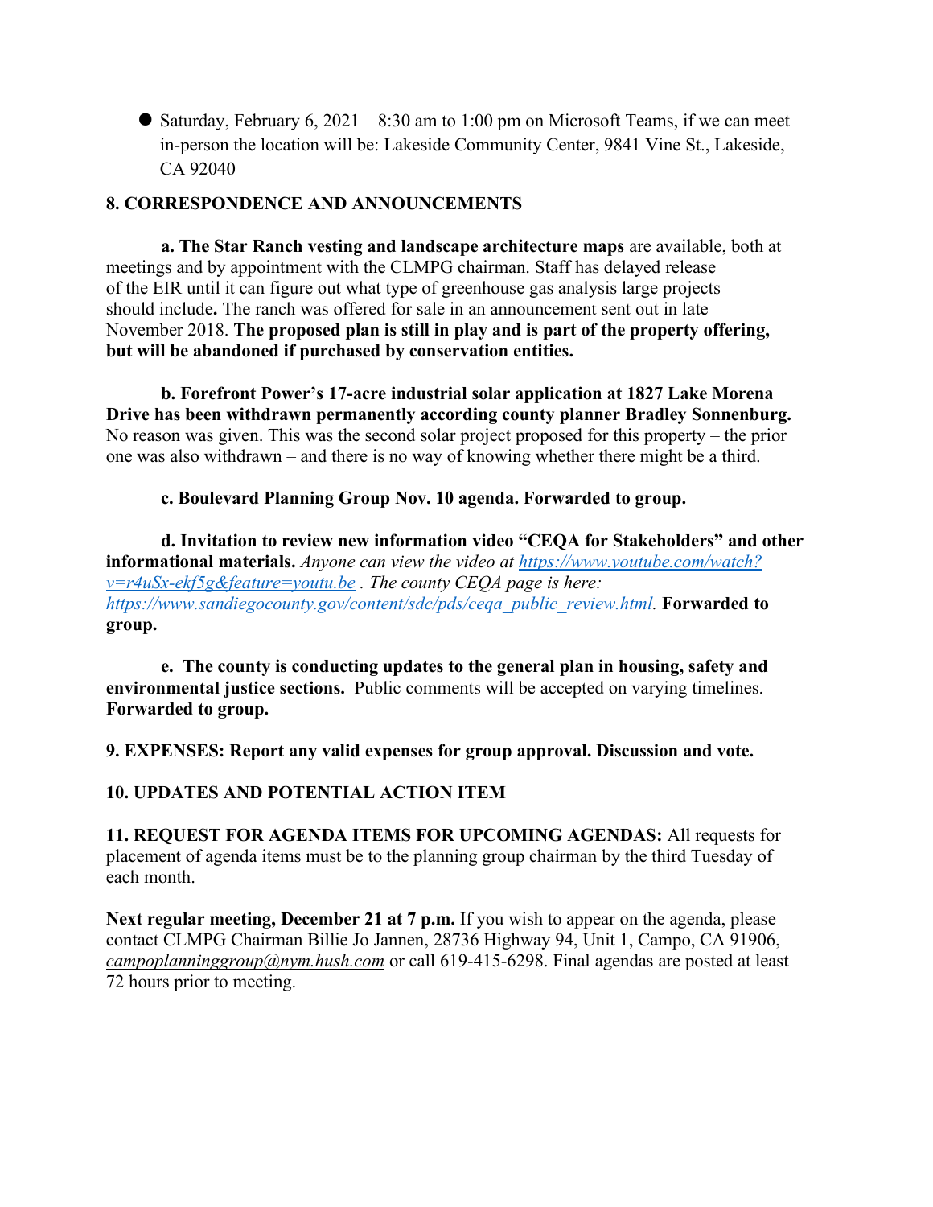- Saturday, February 6, 2021 – 8:30 am to 1:00 pm on Microsoft Teams, if we can meet in-person the location will be: Lakeside Community Center, 9841 Vine St., Lakeside, CA 92040

**8. CORRESPONDENCE AND ANNOUNCEMENTS**

**a. The Star Ranch vesting and landscape architecture maps** are available, both at meetings and by appointment with the CLMPG chairman. Staff has delayed release of the EIR until it can figure out what type of greenhouse gas analysis large projects should include**.** The ranch was offered for sale in an announcement sent out in late November 2018. **The proposed plan is still in play and is part of the property offering, but will be abandoned if purchased by conservation entities.**

**b. Forefront Power's 17-acre industrial solar application at 1827 Lake Morena Drive has been withdrawn permanently according county planner Bradley Sonnenburg.** No reason was given. This was the second solar project proposed for this property – the prior one was also withdrawn – and there is no way of knowing whether there might be a third.

**c. Boulevard Planning Group Nov. 10 agenda. Forwarded to group.**

**d. Invitation to review new information video "CEQA for Stakeholders" and other informational materials.** *Anyone can view the video at [https://www.youtube.com/watch?v=r4uSx-ekf5g&feature=youtu.be](https://www.youtube.com/watch?v=r4uSx-ekf5g&feature=youtu.be) . The county CEQA page is here: [https://www.sandiegocounty.gov/content/sdc/pds/ceqa_public_review.html](https://www.sandiegocounty.gov/content/sdc/pds/ceqa_public_review.html).* **Forwarded to group.**

**e. The county is conducting updates to the general plan in housing, safety and environmental justice sections.** Public comments will be accepted on varying timelines. **Forwarded to group.**

**9. EXPENSES: Report any valid expenses for group approval. Discussion and vote.**

**10. UPDATES AND POTENTIAL ACTION ITEM**

**11. REQUEST FOR AGENDA ITEMS FOR UPCOMING AGENDAS:** All requests for placement of agenda items must be to the planning group chairman by the third Tuesday of each month.

**Next regular meeting, December 21 at 7 p.m.** If you wish to appear on the agenda, please contact CLMPG Chairman Billie Jo Jannen, 28736 Highway 94, Unit 1, Campo, CA 91906, *campoplanninggroup@nym.hush.com* or call 619-415-6298. Final agendas are posted at least 72 hours prior to meeting.